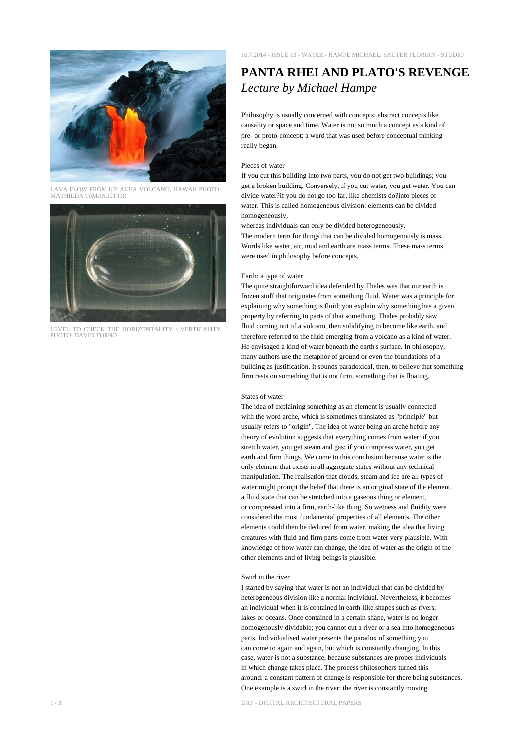LAVA FLOW FROM K?LAUEA VOLCANO, HAWAII PHOTO: MATHILDA TóMASDóTTIR

LEVEL TO CHECK THE HORIZONTALITY / VERTICALITY PHOTO: DAVID TORNO

16.7.2014 - ISSUE 13 - WATER - HAMPE MICHAEL, SAUTER FLORIAN - STUDIO

# PANTA RHEI AND PLATO'S REVENGE

*Lecture by Michael Hampe*

Philosophy is usually concerned with concepts; abstract concepts like causality or space and time. Water is not so much a concept as a kind of pre- or proto-concept: a word that was used before conceptual thinking really began.

Pieces of water

If you cut this building into two parts, you do not get two buildings; you get a broken building. Conversely, if you cut water, you get water. You can divide water?if you do not go too far, like chemists do?into pieces of water. This is called homogeneous division: elements can be divided homogeneously,

whereas individuals can only be divided heterogeneously.

The modern term for things that can be divided homogenously is mass. Words like water, air, mud and earth are mass terms. These mass terms were used in philosophy before concepts.

Earth: a type of water

The quite straightforward idea defended by Thales was that our earth is frozen stuff that originates from something fluid. Water was a principle for explaining why something is fluid; you explain why something has a given property by referring to parts of that something. Thales probably saw fluid coming out of a volcano, then solidifying to become like earth, and therefore referred to the fluid emerging from a volcano as a kind of water. He envisaged a kind of water beneath the earth's surface. In philosophy, many authors use the metaphor of ground or even the foundations of a building as justification. It sounds paradoxical, then, to believe that something firm rests on something that is not firm, something that is floating.

States of water

The idea of explaining something as an element is usually connected with the word arche, which is sometimes translated as "principle" but usually refers to "origin". The idea of water being an arche before any theory of evolution suggests that everything comes from water: if you stretch water, you get steam and gas; if you compress water, you get earth and firm things. We come to this conclusion because water is the only element that exists in all aggregate states without any technical manipulation. The realisation that clouds, steam and ice are all types of water might prompt the belief that there is an original state of the element, a fluid state that can be stretched into a gaseous thing or element, or compressed into a firm, earth-like thing. So wetness and fluidity were considered the most fundamental properties of all elements. The other elements could then be deduced from water, making the idea that living creatures with fluid and firm parts come from water very plausible. With knowledge of how water can change, the idea of water as the origin of the other elements and of living beings is plausible.

Swirl in the river

I started by saying that water is not an individual that can be divided by heterogeneous division like a normal individual. Nevertheless, it becomes an individual when it is contained in earth-like shapes such as rivers, lakes or oceans. Once contained in a certain shape, water is no longer homogenously dividable; you cannot cut a river or a sea into homogeneous parts. Individualised water presents the paradox of something you can come to again and again, but which is constantly changing. In this case, water is not a substance, because substances are proper individuals in which change takes place. The process philosophers turned this around: a constant pattern of change is responsible for there being substances. One example is a swirl in the river: the river is constantly moving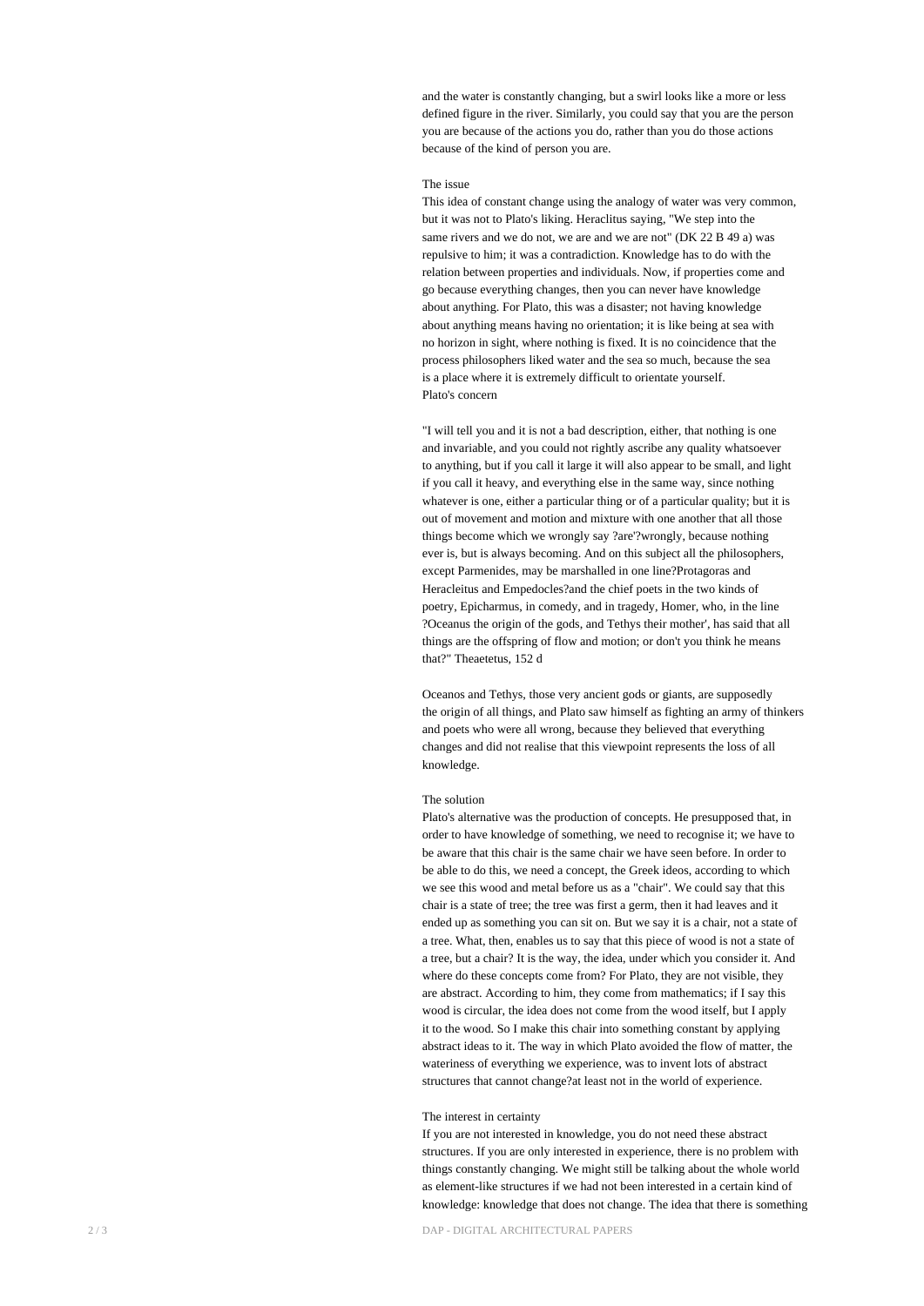and the water is constantly changing, but a swirl looks like a more or less defined figure in the river. Similarly, you could say that you are the person you are because of the actions you do, rather than you do those actions because of the kind of person you are.

### The issue

This idea of constant change using the analogy of water was very common, but it was not to Plato's liking. Heraclitus saying, "We step into the same rivers and we do not, we are and we are not" (DK 22 B 49 a) was repulsive to him; it was a contradiction. Knowledge has to do with the relation between properties and individuals. Now, if properties come and go because everything changes, then you can never have knowledge about anything. For Plato, this was a disaster; not having knowledge about anything means having no orientation; it is like being at sea with no horizon in sight, where nothing is fixed. It is no coincidence that the process philosophers liked water and the sea so much, because the sea is a place where it is extremely difficult to orientate yourself.

### Plato's concern

"I will tell you and it is not a bad description, either, that nothing is one and invariable, and you could not rightly ascribe any quality whatsoever to anything, but if you call it large it will also appear to be small, and light if you call it heavy, and everything else in the same way, since nothing whatever is one, either a particular thing or of a particular quality; but it is out of movement and motion and mixture with one another that all those things become which we wrongly say ?are'?wrongly, because nothing ever is, but is always becoming. And on this subject all the philosophers, except Parmenides, may be marshalled in one line?Protagoras and Heracleitus and Empedocles?and the chief poets in the two kinds of poetry, Epicharmus, in comedy, and in tragedy, Homer, who, in the line ?Oceanus the origin of the gods, and Tethys their mother', has said that all things are the offspring of flow and motion; or don't you think he means that?" Theaetetus, 152 d

Oceanos and Tethys, those very ancient gods or giants, are supposedly the origin of all things, and Plato saw himself as fighting an army of thinkers and poets who were all wrong, because they believed that everything changes and did not realise that this viewpoint represents the loss of all knowledge.

### The solution

Plato's alternative was the production of concepts. He presupposed that, in order to have knowledge of something, we need to recognise it; we have to be aware that this chair is the same chair we have seen before. In order to be able to do this, we need a concept, the Greek ideos, according to which we see this wood and metal before us as a "chair". We could say that this chair is a state of tree; the tree was first a germ, then it had leaves and it ended up as something you can sit on. But we say it is a chair, not a state of a tree. What, then, enables us to say that this piece of wood is not a state of a tree, but a chair? It is the way, the idea, under which you consider it. And where do these concepts come from? For Plato, they are not visible, they are abstract. According to him, they come from mathematics; if I say this wood is circular, the idea does not come from the wood itself, but I apply it to the wood. So I make this chair into something constant by applying abstract ideas to it. The way in which Plato avoided the flow of matter, the wateriness of everything we experience, was to invent lots of abstract structures that cannot change?at least not in the world of experience.

### The interest in certainty

If you are not interested in knowledge, you do not need these abstract structures. If you are only interested in experience, there is no problem with things constantly changing. We might still be talking about the whole world as element-like structures if we had not been interested in a certain kind of knowledge: knowledge that does not change. The idea that there is something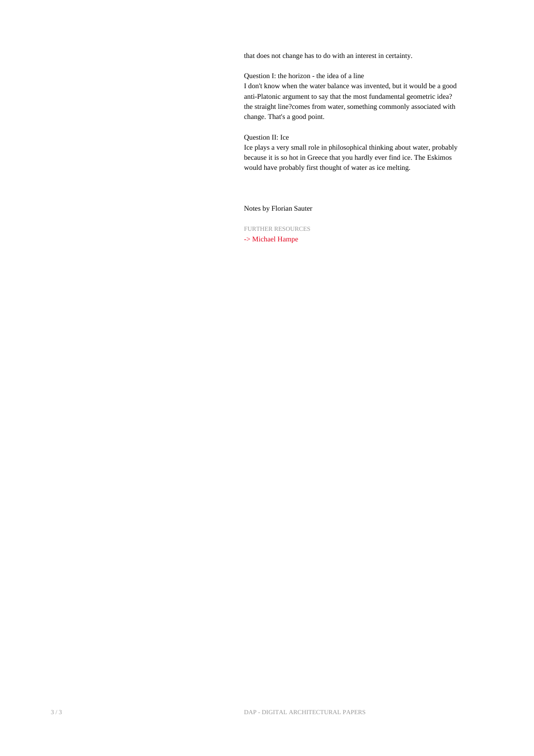that does not change has to do with an interest in certainty.

Question I: the horizon - the idea of a line
I don't know when the water balance was invented, but it would be a good anti-Platonic argument to say that the most fundamental geometric idea? the straight line?comes from water, something commonly associated with change. That's a good point.

Question II: Ice
Ice plays a very small role in philosophical thinking about water, probably because it is so hot in Greece that you hardly ever find ice. The Eskimos would have probably first thought of water as ice melting.

Notes by Florian Sauter

FURTHER RESOURCES
-> Michael Hampe